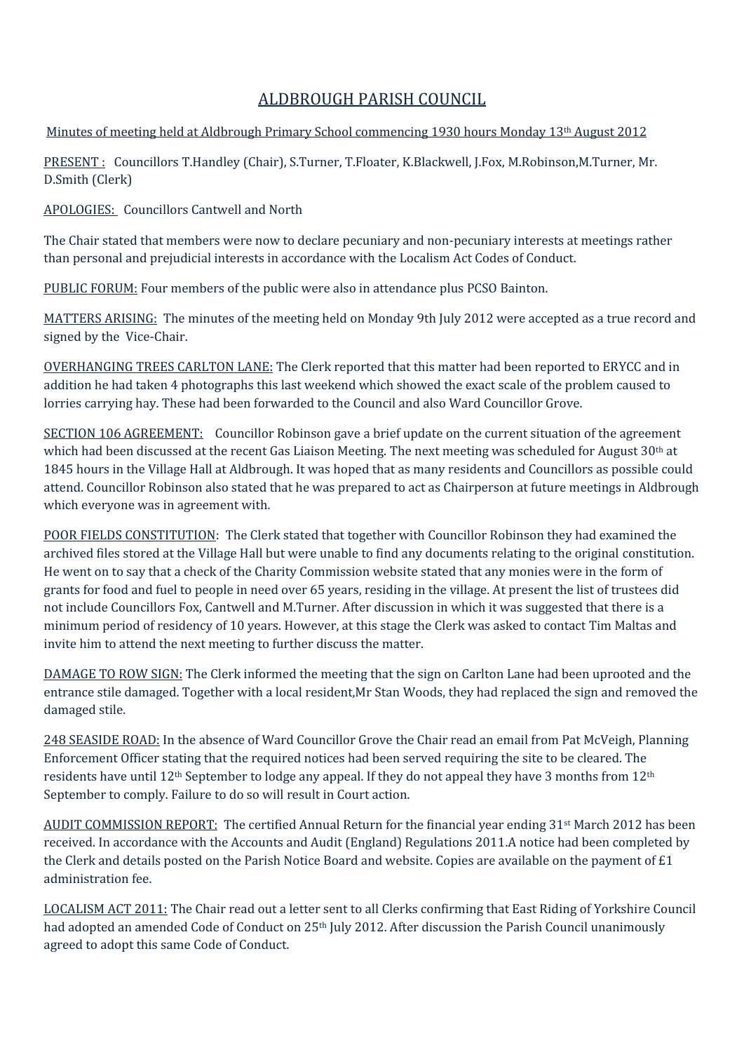# ALDBROUGH PARISH COUNCIL

Minutes of meeting held at Aldbrough Primary School commencing 1930 hours Monday 13th August 2012

PRESENT : Councillors T.Handley (Chair), S.Turner, T.Floater, K.Blackwell, J.Fox, M.Robinson,M.Turner, Mr. D.Smith (Clerk)

APOLOGIES: Councillors Cantwell and North

The Chair stated that members were now to declare pecuniary and non-pecuniary interests at meetings rather than personal and prejudicial interests in accordance with the Localism Act Codes of Conduct.

PUBLIC FORUM: Four members of the public were also in attendance plus PCSO Bainton.

MATTERS ARISING: The minutes of the meeting held on Monday 9th July 2012 were accepted as a true record and signed by the Vice-Chair.

OVERHANGING TREES CARLTON LANE: The Clerk reported that this matter had been reported to ERYCC and in addition he had taken 4 photographs this last weekend which showed the exact scale of the problem caused to lorries carrying hay. These had been forwarded to the Council and also Ward Councillor Grove.

SECTION 106 AGREEMENT: Councillor Robinson gave a brief update on the current situation of the agreement which had been discussed at the recent Gas Liaison Meeting. The next meeting was scheduled for August 30th at 1845 hours in the Village Hall at Aldbrough. It was hoped that as many residents and Councillors as possible could attend. Councillor Robinson also stated that he was prepared to act as Chairperson at future meetings in Aldbrough which everyone was in agreement with.

POOR FIELDS CONSTITUTION: The Clerk stated that together with Councillor Robinson they had examined the archived files stored at the Village Hall but were unable to find any documents relating to the original constitution. He went on to say that a check of the Charity Commission website stated that any monies were in the form of grants for food and fuel to people in need over 65 years, residing in the village. At present the list of trustees did not include Councillors Fox, Cantwell and M.Turner. After discussion in which it was suggested that there is a minimum period of residency of 10 years. However, at this stage the Clerk was asked to contact Tim Maltas and invite him to attend the next meeting to further discuss the matter.

DAMAGE TO ROW SIGN: The Clerk informed the meeting that the sign on Carlton Lane had been uprooted and the entrance stile damaged. Together with a local resident,Mr Stan Woods, they had replaced the sign and removed the damaged stile.

248 SEASIDE ROAD: In the absence of Ward Councillor Grove the Chair read an email from Pat McVeigh, Planning Enforcement Officer stating that the required notices had been served requiring the site to be cleared. The residents have until 12th September to lodge any appeal. If they do not appeal they have 3 months from 12th September to comply. Failure to do so will result in Court action.

AUDIT COMMISSION REPORT: The certified Annual Return for the financial year ending 31st March 2012 has been received. In accordance with the Accounts and Audit (England) Regulations 2011.A notice had been completed by the Clerk and details posted on the Parish Notice Board and website. Copies are available on the payment of £1 administration fee.

LOCALISM ACT 2011: The Chair read out a letter sent to all Clerks confirming that East Riding of Yorkshire Council had adopted an amended Code of Conduct on 25th July 2012. After discussion the Parish Council unanimously agreed to adopt this same Code of Conduct.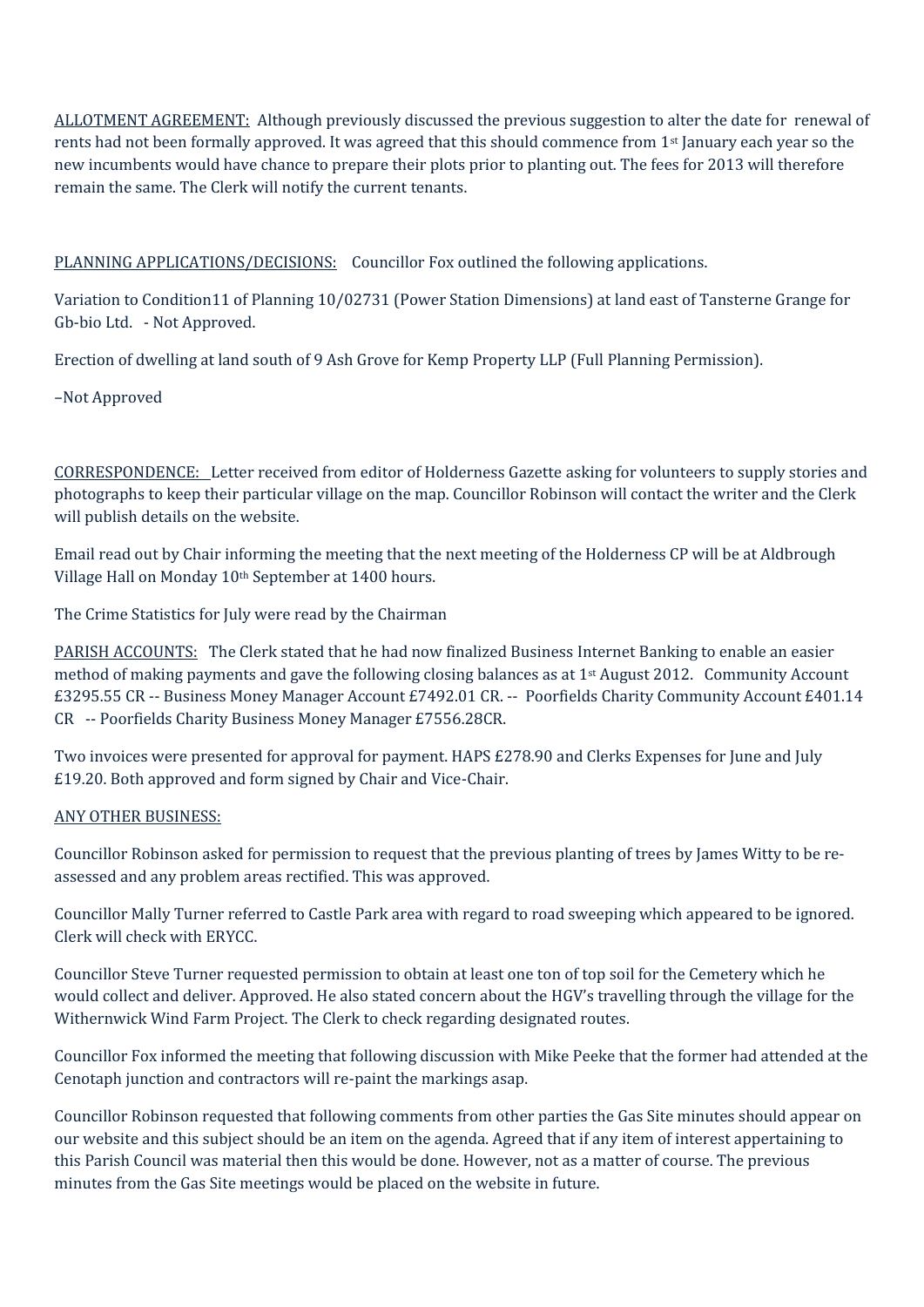ALLOTMENT AGREEMENT: Although previously discussed the previous suggestion to alter the date for renewal of rents had not been formally approved. It was agreed that this should commence from 1st January each year so the new incumbents would have chance to prepare their plots prior to planting out. The fees for 2013 will therefore remain the same. The Clerk will notify the current tenants.

PLANNING APPLICATIONS/DECISIONS: Councillor Fox outlined the following applications.

Variation to Condition11 of Planning 10/02731 (Power Station Dimensions) at land east of Tansterne Grange for Gb-bio Ltd. - Not Approved.

Erection of dwelling at land south of 9 Ash Grove for Kemp Property LLP (Full Planning Permission).

–Not Approved

CORRESPONDENCE: Letter received from editor of Holderness Gazette asking for volunteers to supply stories and photographs to keep their particular village on the map. Councillor Robinson will contact the writer and the Clerk will publish details on the website.

Email read out by Chair informing the meeting that the next meeting of the Holderness CP will be at Aldbrough Village Hall on Monday 10th September at 1400 hours.

The Crime Statistics for July were read by the Chairman

PARISH ACCOUNTS: The Clerk stated that he had now finalized Business Internet Banking to enable an easier method of making payments and gave the following closing balances as at 1st August 2012. Community Account £3295.55 CR -- Business Money Manager Account £7492.01 CR. -- Poorfields Charity Community Account £401.14 CR -- Poorfields Charity Business Money Manager £7556.28CR.

Two invoices were presented for approval for payment. HAPS £278.90 and Clerks Expenses for June and July £19.20. Both approved and form signed by Chair and Vice-Chair.

ANY OTHER BUSINESS:

Councillor Robinson asked for permission to request that the previous planting of trees by James Witty to be re-assessed and any problem areas rectified. This was approved.

Councillor Mally Turner referred to Castle Park area with regard to road sweeping which appeared to be ignored. Clerk will check with ERYCC.

Councillor Steve Turner requested permission to obtain at least one ton of top soil for the Cemetery which he would collect and deliver. Approved. He also stated concern about the HGV's travelling through the village for the Withernwick Wind Farm Project. The Clerk to check regarding designated routes.

Councillor Fox informed the meeting that following discussion with Mike Peeke that the former had attended at the Cenotaph junction and contractors will re-paint the markings asap.

Councillor Robinson requested that following comments from other parties the Gas Site minutes should appear on our website and this subject should be an item on the agenda. Agreed that if any item of interest appertaining to this Parish Council was material then this would be done. However, not as a matter of course. The previous minutes from the Gas Site meetings would be placed on the website in future.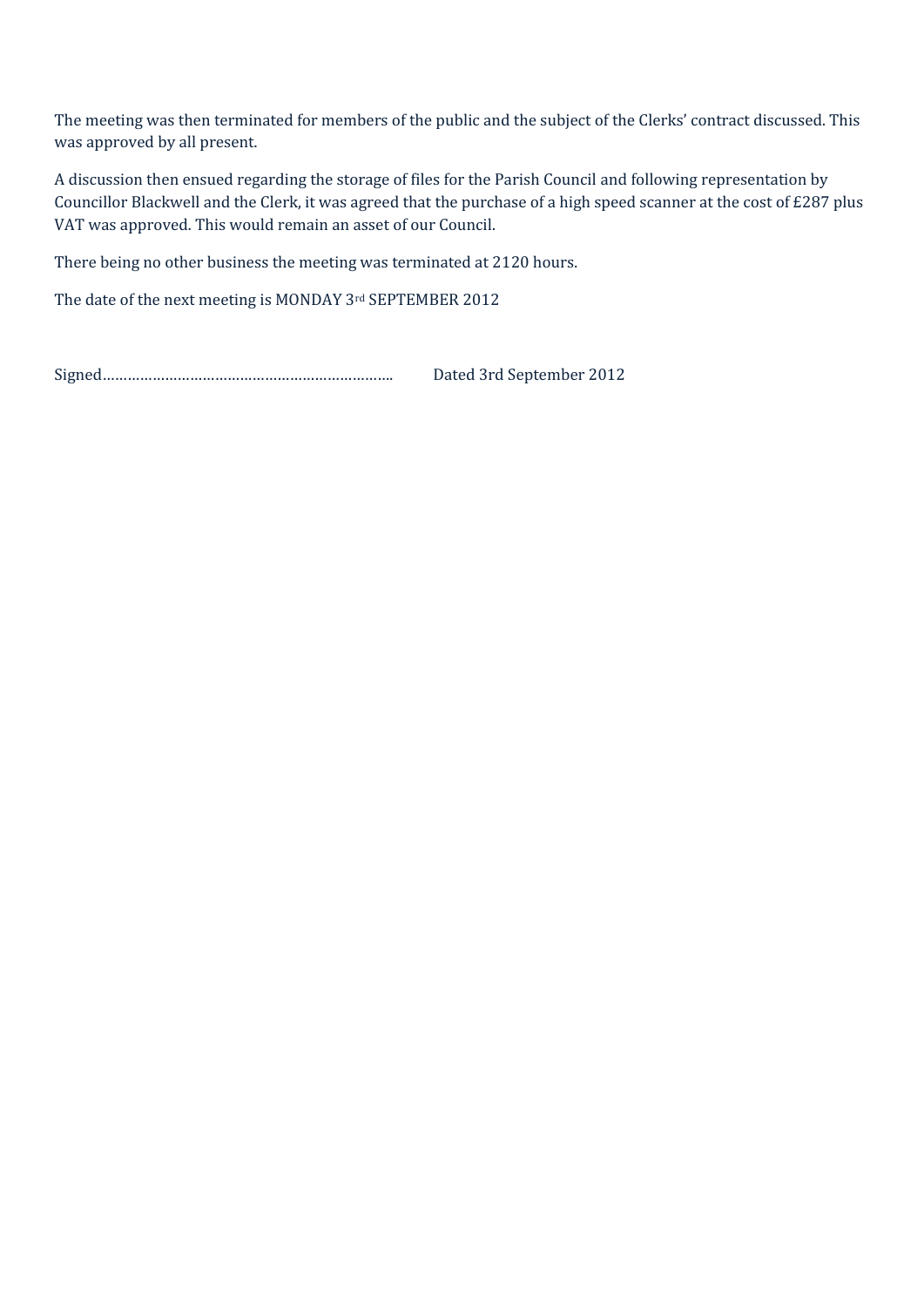The meeting was then terminated for members of the public and the subject of the Clerks' contract discussed. This was approved by all present.

A discussion then ensued regarding the storage of files for the Parish Council and following representation by Councillor Blackwell and the Clerk, it was agreed that the purchase of a high speed scanner at the cost of £287 plus VAT was approved. This would remain an asset of our Council.

There being no other business the meeting was terminated at 2120 hours.

The date of the next meeting is MONDAY 3rd SEPTEMBER 2012

Signed…………………………………………………………….. Dated 3rd September 2012